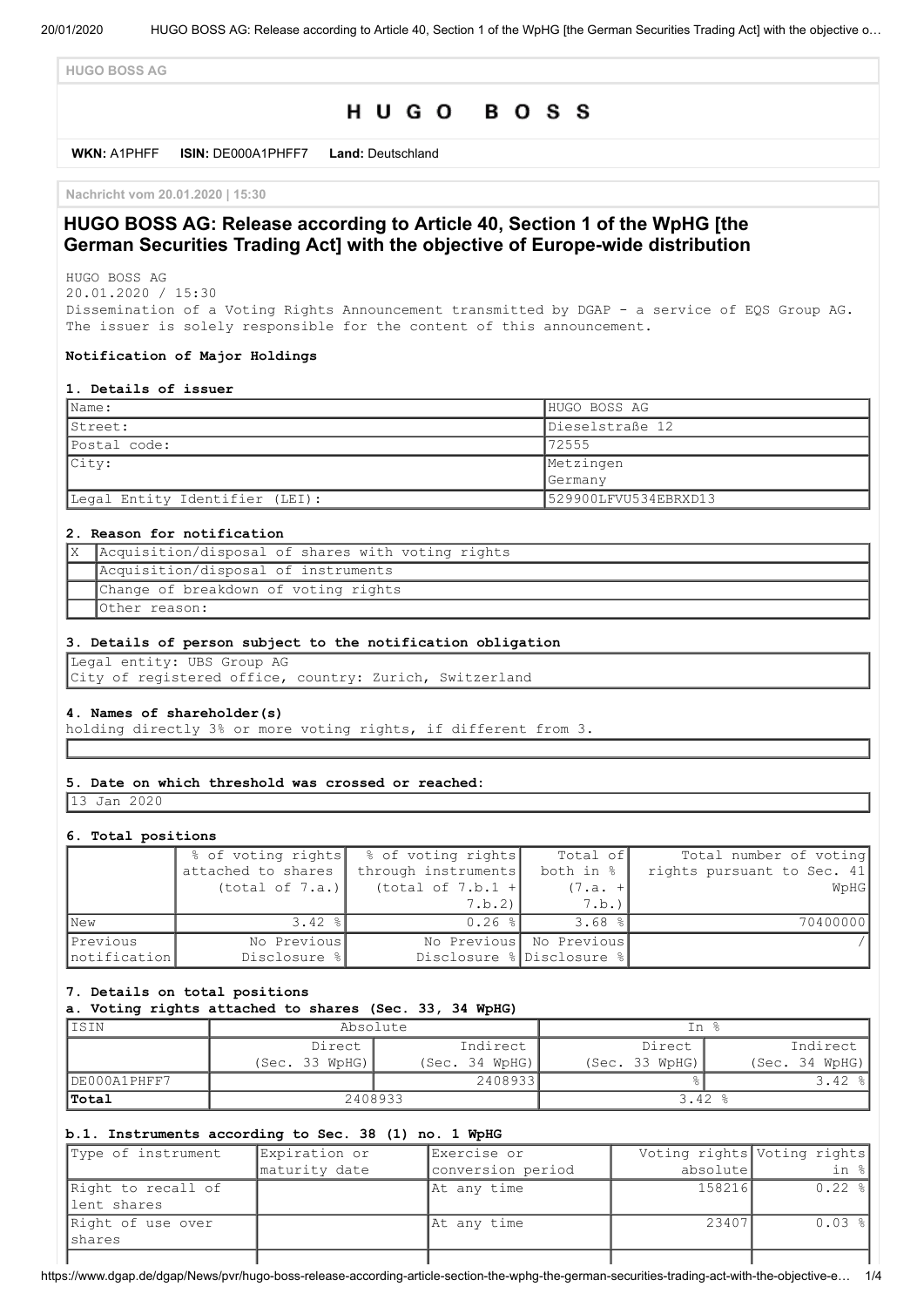**HUGO BOSS AG**

# HUGO BOSS

**WKN:** A1PHFF **ISIN:** DE000A1PHFF7 **Land:** Deutschland

**Nachricht vom 20.01.2020 | 15:30**

## HUGO BOSS AG: Release according to Article 40, Section 1 of the WpHG [the German Securities Trading Act] with the objective of Europe-wide distribution

HUGO BOSS AG
20.01.2020 / 15:30
Dissemination of a Voting Rights Announcement transmitted by DGAP - a service of EQS Group AG.
The issuer is solely responsible for the content of this announcement.

**Notification of Major Holdings**

**1. Details of issuer**

| | |
|---|---|
| Name: | HUGO BOSS AG |
| Street: | Dieselstraße 12 |
| Postal code: | 72555 |
| City: | Metzingen<br>Germany |
| Legal Entity Identifier (LEI): | 529900LFVU534EBRXD13 |

**2. Reason for notification**

| | |
|---|---|
| X | Acquisition/disposal of shares with voting rights |
| | Acquisition/disposal of instruments |
| | Change of breakdown of voting rights |
| | Other reason: |

**3. Details of person subject to the notification obligation**

Legal entity: UBS Group AG
City of registered office, country: Zurich, Switzerland

**4. Names of shareholder(s)**
holding directly 3% or more voting rights, if different from 3.

**5. Date on which threshold was crossed or reached:**

13 Jan 2020

**6. Total positions**

| | % of voting rights attached to shares (total of 7.a.) | % of voting rights through instruments (total of 7.b.1 + 7.b.2) | Total of both in % (7.a. + 7.b.) | Total number of voting rights pursuant to Sec. 41 WpHG |
|---|---|---|---|---|
| New | 3.42 % | 0.26 % | 3.68 % | 70400000 |
| Previous notification | No Previous Disclosure % | No Previous Disclosure % | No Previous Disclosure % | / |

**7. Details on total positions**

**a. Voting rights attached to shares (Sec. 33, 34 WpHG)**

| ISIN | Absolute | | In % | |
|---|---|---|---|---|
| | Direct (Sec. 33 WpHG) | Indirect (Sec. 34 WpHG) | Direct (Sec. 33 WpHG) | Indirect (Sec. 34 WpHG) |
| DE000A1PHFF7 | | 2408933 | % | 3.42 % |
| **Total** | 2408933 | | 3.42 % | |

**b.1. Instruments according to Sec. 38 (1) no. 1 WpHG**

| Type of instrument | Expiration or maturity date | Exercise or conversion period | Voting rights absolute | Voting rights in % |
|---|---|---|---|---|
| Right to recall of lent shares | | At any time | 158216 | 0.22 % |
| Right of use over shares | | At any time | 23407 | 0.03 % |
| | | | | |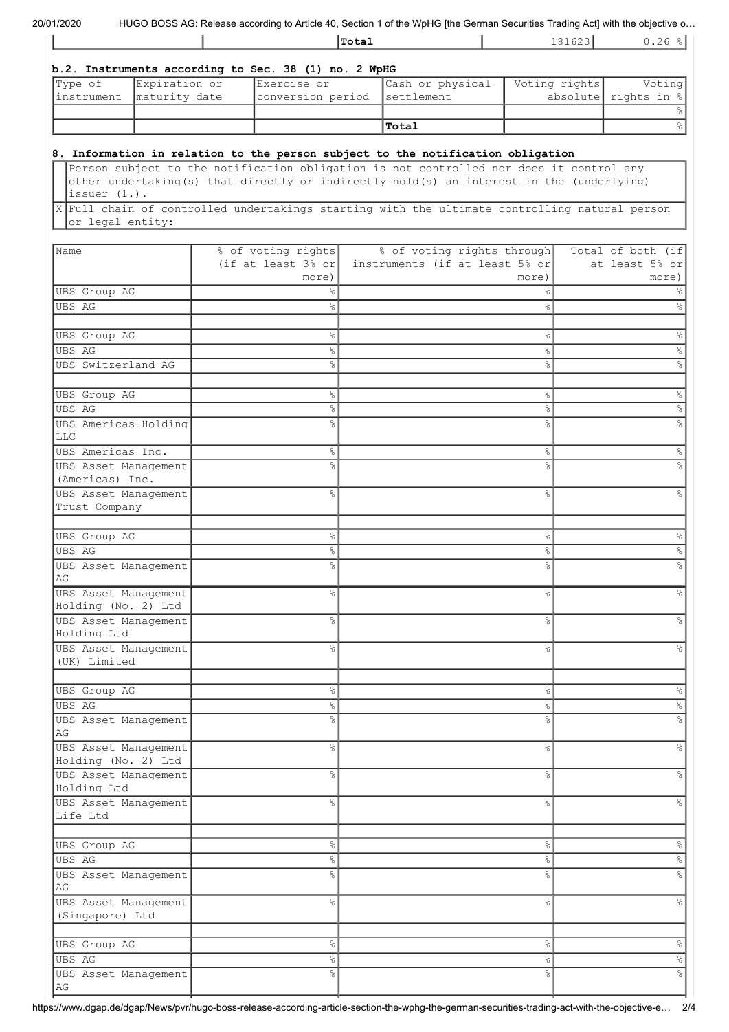|  |  | Total | 181623 | 0.26 % |
|---|---|---|---|---|

**b.2. Instruments according to Sec. 38 (1) no. 2 WpHG**

| Type of instrument | Expiration or maturity date | Exercise or conversion period | Cash or physical settlement | Voting rights absolute | Voting rights in % |
|---|---|---|---|---|---|
|  |  |  |  |  | % |
|  |  |  | Total |  | % |

**8. Information in relation to the person subject to the notification obligation**

| | |
|---|---|
|  | Person subject to the notification obligation is not controlled nor does it control any other undertaking(s) that directly or indirectly hold(s) an interest in the (underlying) issuer (1.). |
| X | Full chain of controlled undertakings starting with the ultimate controlling natural person or legal entity: |

| Name | % of voting rights (if at least 3% or more) | % of voting rights through instruments (if at least 5% or more) | Total of both (if at least 5% or more) |
|---|---|---|---|
| UBS Group AG | % | % | % |
| UBS AG | % | % | % |
|  |  |  |  |
| UBS Group AG | % | % | % |
| UBS AG | % | % | % |
| UBS Switzerland AG | % | % | % |
|  |  |  |  |
| UBS Group AG | % | % | % |
| UBS AG | % | % | % |
| UBS Americas Holding LLC | % | % | % |
| UBS Americas Inc. | % | % | % |
| UBS Asset Management (Americas) Inc. | % | % | % |
| UBS Asset Management Trust Company | % | % | % |
|  |  |  |  |
| UBS Group AG | % | % | % |
| UBS AG | % | % | % |
| UBS Asset Management AG | % | % | % |
| UBS Asset Management Holding (No. 2) Ltd | % | % | % |
| UBS Asset Management Holding Ltd | % | % | % |
| UBS Asset Management (UK) Limited | % | % | % |
|  |  |  |  |
| UBS Group AG | % | % | % |
| UBS AG | % | % | % |
| UBS Asset Management AG | % | % | % |
| UBS Asset Management Holding (No. 2) Ltd | % | % | % |
| UBS Asset Management Holding Ltd | % | % | % |
| UBS Asset Management Life Ltd | % | % | % |
|  |  |  |  |
| UBS Group AG | % | % | % |
| UBS AG | % | % | % |
| UBS Asset Management AG | % | % | % |
| UBS Asset Management (Singapore) Ltd | % | % | % |
|  |  |  |  |
| UBS Group AG | % | % | % |
| UBS AG | % | % | % |
| UBS Asset Management AG | % | % | % |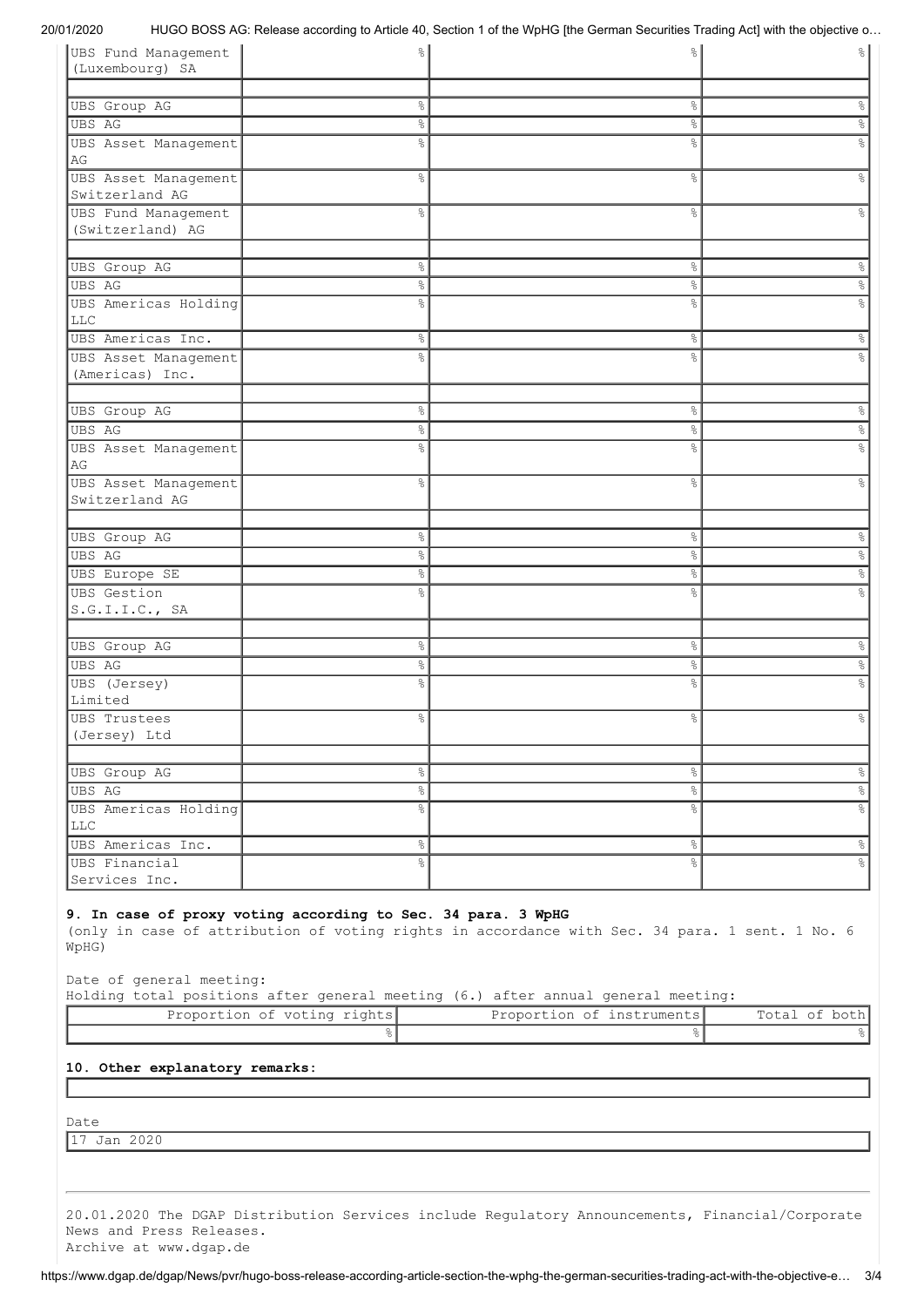| | | | |
|---|---|---|---|
| UBS Fund Management (Luxembourg) SA | % | % | % |
| | | | |
| UBS Group AG | % | % | % |
| UBS AG | % | % | % |
| UBS Asset Management AG | % | % | % |
| UBS Asset Management Switzerland AG | % | % | % |
| UBS Fund Management (Switzerland) AG | % | % | % |
| | | | |
| UBS Group AG | % | % | % |
| UBS AG | % | % | % |
| UBS Americas Holding LLC | % | % | % |
| UBS Americas Inc. | % | % | % |
| UBS Asset Management (Americas) Inc. | % | % | % |
| | | | |
| UBS Group AG | % | % | % |
| UBS AG | % | % | % |
| UBS Asset Management AG | % | % | % |
| UBS Asset Management Switzerland AG | % | % | % |
| | | | |
| UBS Group AG | % | % | % |
| UBS AG | % | % | % |
| UBS Europe SE | % | % | % |
| UBS Gestion S.G.I.I.C., SA | % | % | % |
| | | | |
| UBS Group AG | % | % | % |
| UBS AG | % | % | % |
| UBS (Jersey) Limited | % | % | % |
| UBS Trustees (Jersey) Ltd | % | % | % |
| | | | |
| UBS Group AG | % | % | % |
| UBS AG | % | % | % |
| UBS Americas Holding LLC | % | % | % |
| UBS Americas Inc. | % | % | % |
| UBS Financial Services Inc. | % | % | % |

**9. In case of proxy voting according to Sec. 34 para. 3 WpHG**

(only in case of attribution of voting rights in accordance with Sec. 34 para. 1 sent. 1 No. 6 WpHG)

Date of general meeting:

Holding total positions after general meeting (6.) after annual general meeting:

| Proportion of voting rights | Proportion of instruments | Total of both |
|---|---|---|
| % | % | % |

**10. Other explanatory remarks:**

Date

17 Jan 2020

20.01.2020 The DGAP Distribution Services include Regulatory Announcements, Financial/Corporate News and Press Releases.
Archive at www.dgap.de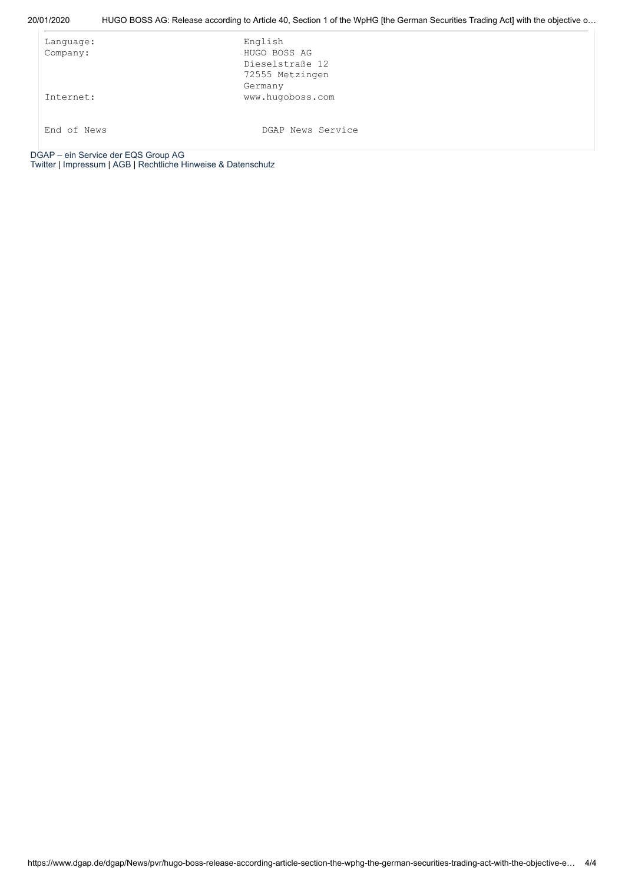| | |
|---|---|
| Language: | English |
| Company: | HUGO BOSS AG<br>Dieselstraße 12<br>72555 Metzingen<br>Germany |
| Internet: | www.hugoboss.com |

End of News DGAP News Service

DGAP – ein Service der EQS Group AG
Twitter | Impressum | AGB | Rechtliche Hinweise & Datenschutz